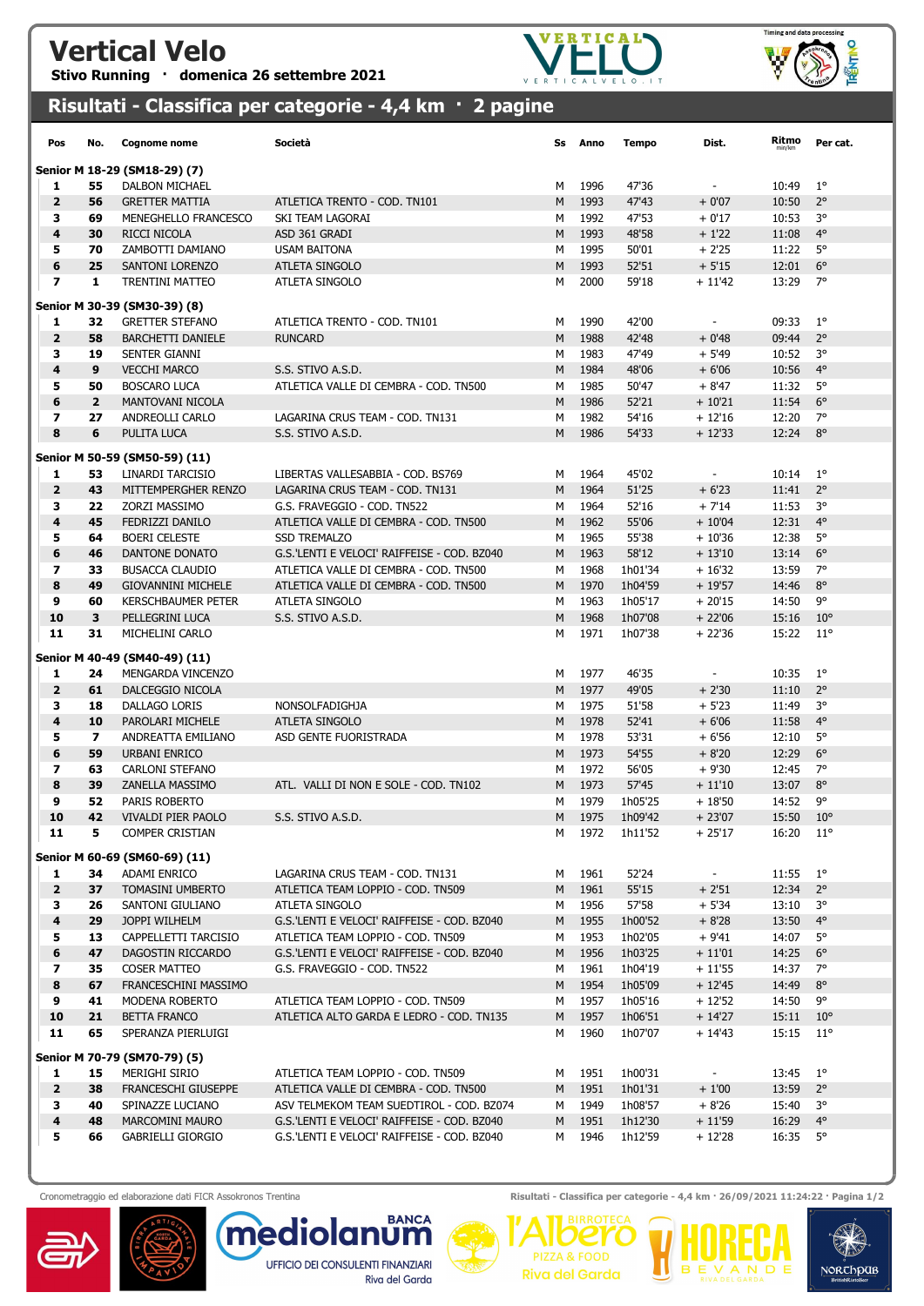# Vertical Velo

**Stivo Running · domenica 26 settembre 2021**

## Risultati - Classifica per categorie - 4,4 km · 2 pagine

| Pos | No. | Cognome nome | Società | Ss | Anno | Tempo | Dist. | Ritmo min/km | Per cat. |
|---|---|---|---|---|---|---|---|---|---|
| **Senior M 18-29 (SM18-29) (7)** | | | | | | | | | |
| 1 | 55 | DALBON MICHAEL | | M | 1996 | 47'36 | - | 10:49 | 1° |
| 2 | 56 | GRETTER MATTIA | ATLETICA TRENTO - COD. TN101 | M | 1993 | 47'43 | + 0'07 | 10:50 | 2° |
| 3 | 69 | MENEGHELLO FRANCESCO | SKI TEAM LAGORAI | M | 1992 | 47'53 | + 0'17 | 10:53 | 3° |
| 4 | 30 | RICCI NICOLA | ASD 361 GRADI | M | 1993 | 48'58 | + 1'22 | 11:08 | 4° |
| 5 | 70 | ZAMBOTTI DAMIANO | USAM BAITONA | M | 1995 | 50'01 | + 2'25 | 11:22 | 5° |
| 6 | 25 | SANTONI LORENZO | ATLETA SINGOLO | M | 1993 | 52'51 | + 5'15 | 12:01 | 6° |
| 7 | 1 | TRENTINI MATTEO | ATLETA SINGOLO | M | 2000 | 59'18 | + 11'42 | 13:29 | 7° |
| **Senior M 30-39 (SM30-39) (8)** | | | | | | | | | |
| 1 | 32 | GRETTER STEFANO | ATLETICA TRENTO - COD. TN101 | M | 1990 | 42'00 | - | 09:33 | 1° |
| 2 | 58 | BARCHETTI DANIELE | RUNCARD | M | 1988 | 42'48 | + 0'48 | 09:44 | 2° |
| 3 | 19 | SENTER GIANNI | | M | 1983 | 47'49 | + 5'49 | 10:52 | 3° |
| 4 | 9 | VECCHI MARCO | S.S. STIVO A.S.D. | M | 1984 | 48'06 | + 6'06 | 10:56 | 4° |
| 5 | 50 | BOSCARO LUCA | ATLETICA VALLE DI CEMBRA - COD. TN500 | M | 1985 | 50'47 | + 8'47 | 11:32 | 5° |
| 6 | 2 | MANTOVANI NICOLA | | M | 1986 | 52'21 | + 10'21 | 11:54 | 6° |
| 7 | 27 | ANDREOLLI CARLO | LAGARINA CRUS TEAM - COD. TN131 | M | 1982 | 54'16 | + 12'16 | 12:20 | 7° |
| 8 | 6 | PULITA LUCA | S.S. STIVO A.S.D. | M | 1986 | 54'33 | + 12'33 | 12:24 | 8° |
| **Senior M 50-59 (SM50-59) (11)** | | | | | | | | | |
| 1 | 53 | LINARDI TARCISIO | LIBERTAS VALLESABBIA - COD. BS769 | M | 1964 | 45'02 | - | 10:14 | 1° |
| 2 | 43 | MITTEMPERGHER RENZO | LAGARINA CRUS TEAM - COD. TN131 | M | 1964 | 51'25 | + 6'23 | 11:41 | 2° |
| 3 | 22 | ZORZI MASSIMO | G.S. FRAVEGGIO - COD. TN522 | M | 1964 | 52'16 | + 7'14 | 11:53 | 3° |
| 4 | 45 | FEDRIZZI DANILO | ATLETICA VALLE DI CEMBRA - COD. TN500 | M | 1962 | 55'06 | + 10'04 | 12:31 | 4° |
| 5 | 64 | BOERI CELESTE | SSD TREMALZO | M | 1965 | 55'38 | + 10'36 | 12:38 | 5° |
| 6 | 46 | DANTONE DONATO | G.S.'LENTI E VELOCI' RAIFFEISE - COD. BZ040 | M | 1963 | 58'12 | + 13'10 | 13:14 | 6° |
| 7 | 33 | BUSACCA CLAUDIO | ATLETICA VALLE DI CEMBRA - COD. TN500 | M | 1968 | 1h01'34 | + 16'32 | 13:59 | 7° |
| 8 | 49 | GIOVANNINI MICHELE | ATLETICA VALLE DI CEMBRA - COD. TN500 | M | 1970 | 1h04'59 | + 19'57 | 14:46 | 8° |
| 9 | 60 | KERSCHBAUMER PETER | ATLETA SINGOLO | M | 1963 | 1h05'17 | + 20'15 | 14:50 | 9° |
| 10 | 3 | PELLEGRINI LUCA | S.S. STIVO A.S.D. | M | 1968 | 1h07'08 | + 22'06 | 15:16 | 10° |
| 11 | 31 | MICHELINI CARLO | | M | 1971 | 1h07'38 | + 22'36 | 15:22 | 11° |
| **Senior M 40-49 (SM40-49) (11)** | | | | | | | | | |
| 1 | 24 | MENGARDA VINCENZO | | M | 1977 | 46'35 | - | 10:35 | 1° |
| 2 | 61 | DALCEGGIO NICOLA | | M | 1977 | 49'05 | + 2'30 | 11:10 | 2° |
| 3 | 18 | DALLAGO LORIS | NONSOLFADIGHJA | M | 1975 | 51'58 | + 5'23 | 11:49 | 3° |
| 4 | 10 | PAROLARI MICHELE | ATLETA SINGOLO | M | 1978 | 52'41 | + 6'06 | 11:58 | 4° |
| 5 | 7 | ANDREATTA EMILIANO | ASD GENTE FUORISTRADA | M | 1978 | 53'31 | + 6'56 | 12:10 | 5° |
| 6 | 59 | URBANI ENRICO | | M | 1973 | 54'55 | + 8'20 | 12:29 | 6° |
| 7 | 63 | CARLONI STEFANO | | M | 1972 | 56'05 | + 9'30 | 12:45 | 7° |
| 8 | 39 | ZANELLA MASSIMO | ATL. VALLI DI NON E SOLE - COD. TN102 | M | 1973 | 57'45 | + 11'10 | 13:07 | 8° |
| 9 | 52 | PARIS ROBERTO | | M | 1979 | 1h05'25 | + 18'50 | 14:52 | 9° |
| 10 | 42 | VIVALDI PIER PAOLO | S.S. STIVO A.S.D. | M | 1975 | 1h09'42 | + 23'07 | 15:50 | 10° |
| 11 | 5 | COMPER CRISTIAN | | M | 1972 | 1h11'52 | + 25'17 | 16:20 | 11° |
| **Senior M 60-69 (SM60-69) (11)** | | | | | | | | | |
| 1 | 34 | ADAMI ENRICO | LAGARINA CRUS TEAM - COD. TN131 | M | 1961 | 52'24 | - | 11:55 | 1° |
| 2 | 37 | TOMASINI UMBERTO | ATLETICA TEAM LOPPIO - COD. TN509 | M | 1961 | 55'15 | + 2'51 | 12:34 | 2° |
| 3 | 26 | SANTONI GIULIANO | ATLETA SINGOLO | M | 1956 | 57'58 | + 5'34 | 13:10 | 3° |
| 4 | 29 | JOPPI WILHELM | G.S.'LENTI E VELOCI' RAIFFEISE - COD. BZ040 | M | 1955 | 1h00'52 | + 8'28 | 13:50 | 4° |
| 5 | 13 | CAPPELLETTI TARCISIO | ATLETICA TEAM LOPPIO - COD. TN509 | M | 1953 | 1h02'05 | + 9'41 | 14:07 | 5° |
| 6 | 47 | DAGOSTIN RICCARDO | G.S.'LENTI E VELOCI' RAIFFEISE - COD. BZ040 | M | 1956 | 1h03'25 | + 11'01 | 14:25 | 6° |
| 7 | 35 | COSER MATTEO | G.S. FRAVEGGIO - COD. TN522 | M | 1961 | 1h04'19 | + 11'55 | 14:37 | 7° |
| 8 | 67 | FRANCESCHINI MASSIMO | | M | 1954 | 1h05'09 | + 12'45 | 14:49 | 8° |
| 9 | 41 | MODENA ROBERTO | ATLETICA TEAM LOPPIO - COD. TN509 | M | 1957 | 1h05'16 | + 12'52 | 14:50 | 9° |
| 10 | 21 | BETTA FRANCO | ATLETICA ALTO GARDA E LEDRO - COD. TN135 | M | 1957 | 1h06'51 | + 14'27 | 15:11 | 10° |
| 11 | 65 | SPERANZA PIERLUIGI | | M | 1960 | 1h07'07 | + 14'43 | 15:15 | 11° |
| **Senior M 70-79 (SM70-79) (5)** | | | | | | | | | |
| 1 | 15 | MERIGHI SIRIO | ATLETICA TEAM LOPPIO - COD. TN509 | M | 1951 | 1h00'31 | - | 13:45 | 1° |
| 2 | 38 | FRANCESCHI GIUSEPPE | ATLETICA VALLE DI CEMBRA - COD. TN500 | M | 1951 | 1h01'31 | + 1'00 | 13:59 | 2° |
| 3 | 40 | SPINAZZE LUCIANO | ASV TELMEKOM TEAM SUEDTIROL - COD. BZ074 | M | 1949 | 1h08'57 | + 8'26 | 15:40 | 3° |
| 4 | 48 | MARCOMINI MAURO | G.S.'LENTI E VELOCI' RAIFFEISE - COD. BZ040 | M | 1951 | 1h12'30 | + 11'59 | 16:29 | 4° |
| 5 | 66 | GABRIELLI GIORGIO | G.S.'LENTI E VELOCI' RAIFFEISE - COD. BZ040 | M | 1946 | 1h12'59 | + 12'28 | 16:35 | 5° |

Cronometraggio ed elaborazione dati FICR Assokronos Trentina

Risultati - Classifica per categorie - 4,4 km · 26/09/2021 11:24:22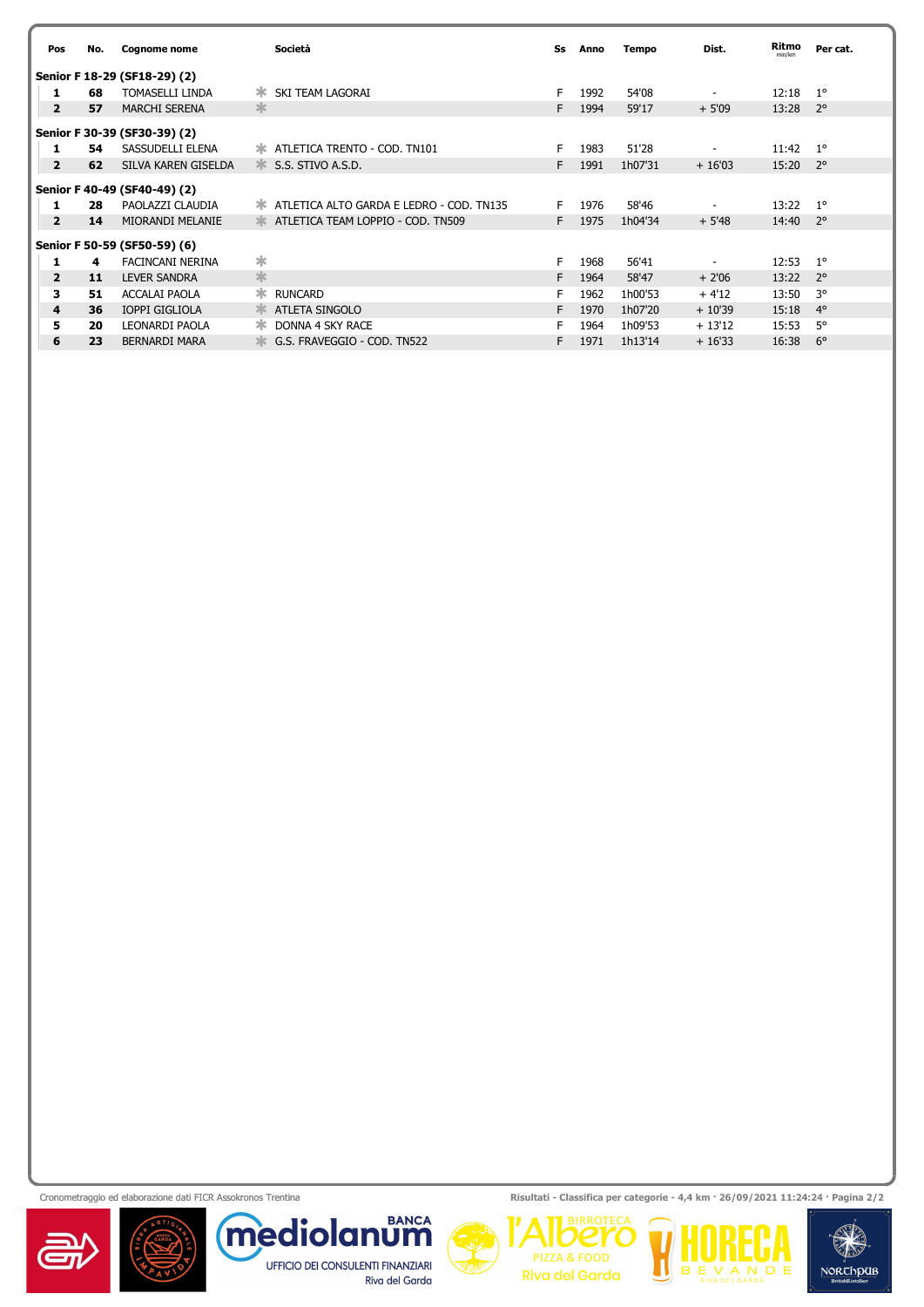| Pos | No. | Cognome nome | Società | Ss | Anno | Tempo | Dist. | Ritmo min/km | Per cat. |
|---|---|---|---|---|---|---|---|---|---|
| **Senior F 18-29 (SF18-29) (2)** | | | | | | | | | |
| 1 | 68 | TOMASELLI LINDA | SKI TEAM LAGORAI | F | 1992 | 54'08 | - | 12:18 | 1° |
| 2 | 57 | MARCHI SERENA | | F | 1994 | 59'17 | + 5'09 | 13:28 | 2° |
| **Senior F 30-39 (SF30-39) (2)** | | | | | | | | | |
| 1 | 54 | SASSUDELLI ELENA | ATLETICA TRENTO - COD. TN101 | F | 1983 | 51'28 | - | 11:42 | 1° |
| 2 | 62 | SILVA KAREN GISELDA | S.S. STIVO A.S.D. | F | 1991 | 1h07'31 | + 16'03 | 15:20 | 2° |
| **Senior F 40-49 (SF40-49) (2)** | | | | | | | | | |
| 1 | 28 | PAOLAZZI CLAUDIA | ATLETICA ALTO GARDA E LEDRO - COD. TN135 | F | 1976 | 58'46 | - | 13:22 | 1° |
| 2 | 14 | MIORANDI MELANIE | ATLETICA TEAM LOPPIO - COD. TN509 | F | 1975 | 1h04'34 | + 5'48 | 14:40 | 2° |
| **Senior F 50-59 (SF50-59) (6)** | | | | | | | | | |
| 1 | 4 | FACINCANI NERINA | | F | 1968 | 56'41 | - | 12:53 | 1° |
| 2 | 11 | LEVER SANDRA | | F | 1964 | 58'47 | + 2'06 | 13:22 | 2° |
| 3 | 51 | ACCALAI PAOLA | RUNCARD | F | 1962 | 1h00'53 | + 4'12 | 13:50 | 3° |
| 4 | 36 | IOPPI GIGLIOLA | ATLETA SINGOLO | F | 1970 | 1h07'20 | + 10'39 | 15:18 | 4° |
| 5 | 20 | LEONARDI PAOLA | DONNA 4 SKY RACE | F | 1964 | 1h09'53 | + 13'12 | 15:53 | 5° |
| 6 | 23 | BERNARDI MARA | G.S. FRAVEGGIO - COD. TN522 | F | 1971 | 1h13'14 | + 16'33 | 16:38 | 6° |

Cronometraggio ed elaborazione dati FICR Assokronos Trentina

Risultati - Classifica per categorie - 4,4 km · 26/09/2021 11:24:24